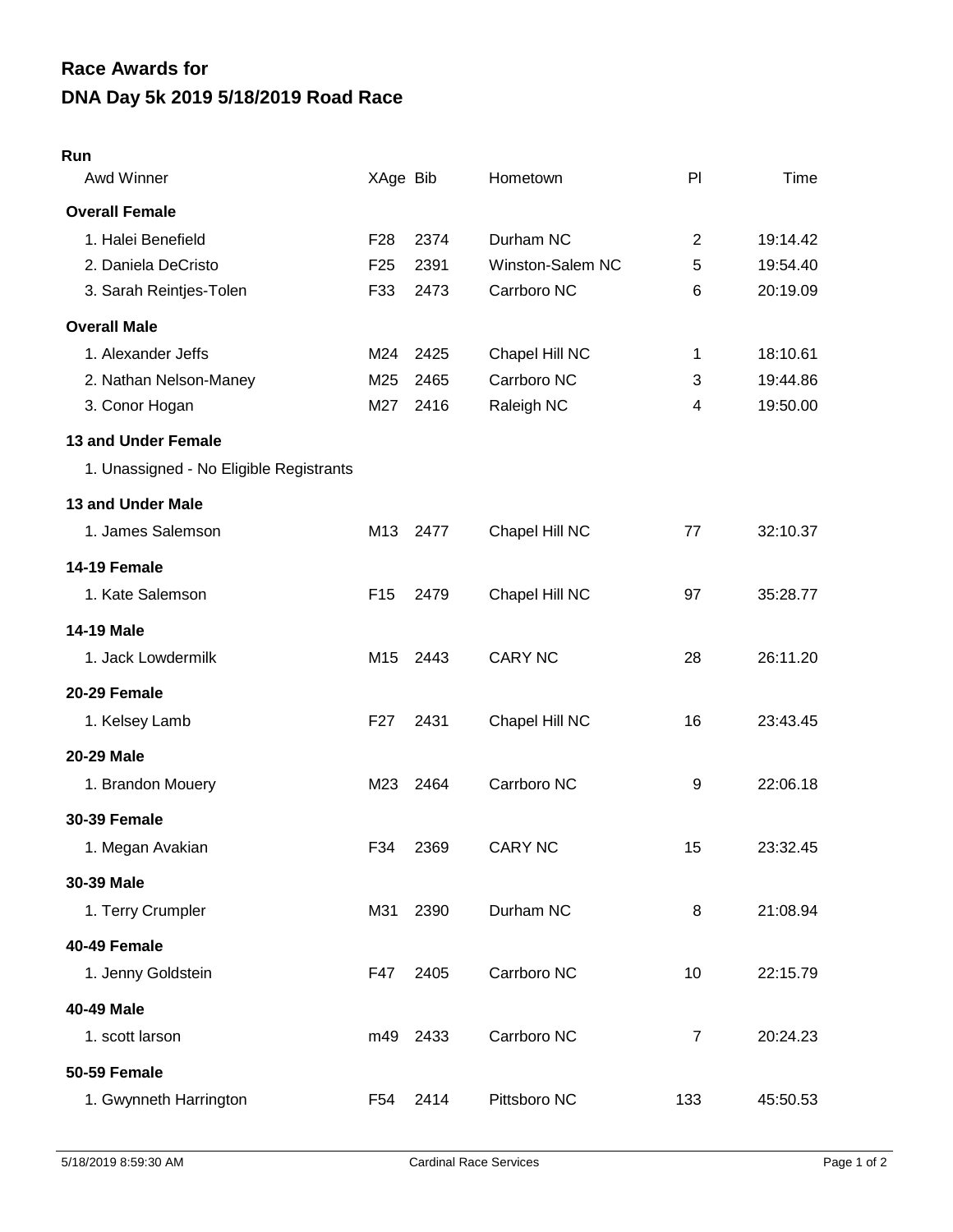# Race Awards for
# DNA Day 5k 2019 5/18/2019 Road Race

## Run

| Awd Winner | XAge | Bib | Hometown | Pl | Time |
|---|---|---|---|---|---|
| **Overall Female** | | | | | |
| 1. Halei Benefield | F28 | 2374 | Durham NC | 2 | 19:14.42 |
| 2. Daniela DeCristo | F25 | 2391 | Winston-Salem NC | 5 | 19:54.40 |
| 3. Sarah Reintjes-Tolen | F33 | 2473 | Carrboro NC | 6 | 20:19.09 |
| **Overall Male** | | | | | |
| 1. Alexander Jeffs | M24 | 2425 | Chapel Hill NC | 1 | 18:10.61 |
| 2. Nathan Nelson-Maney | M25 | 2465 | Carrboro NC | 3 | 19:44.86 |
| 3. Conor Hogan | M27 | 2416 | Raleigh NC | 4 | 19:50.00 |
| **13 and Under Female** | | | | | |
| 1. Unassigned - No Eligible Registrants | | | | | |
| **13 and Under Male** | | | | | |
| 1. James Salemson | M13 | 2477 | Chapel Hill NC | 77 | 32:10.37 |
| **14-19 Female** | | | | | |
| 1. Kate Salemson | F15 | 2479 | Chapel Hill NC | 97 | 35:28.77 |
| **14-19 Male** | | | | | |
| 1. Jack Lowdermilk | M15 | 2443 | CARY NC | 28 | 26:11.20 |
| **20-29 Female** | | | | | |
| 1. Kelsey Lamb | F27 | 2431 | Chapel Hill NC | 16 | 23:43.45 |
| **20-29 Male** | | | | | |
| 1. Brandon Mouery | M23 | 2464 | Carrboro NC | 9 | 22:06.18 |
| **30-39 Female** | | | | | |
| 1. Megan Avakian | F34 | 2369 | CARY NC | 15 | 23:32.45 |
| **30-39 Male** | | | | | |
| 1. Terry Crumpler | M31 | 2390 | Durham NC | 8 | 21:08.94 |
| **40-49 Female** | | | | | |
| 1. Jenny Goldstein | F47 | 2405 | Carrboro NC | 10 | 22:15.79 |
| **40-49 Male** | | | | | |
| 1. scott larson | m49 | 2433 | Carrboro NC | 7 | 20:24.23 |
| **50-59 Female** | | | | | |
| 1. Gwynneth Harrington | F54 | 2414 | Pittsboro NC | 133 | 45:50.53 |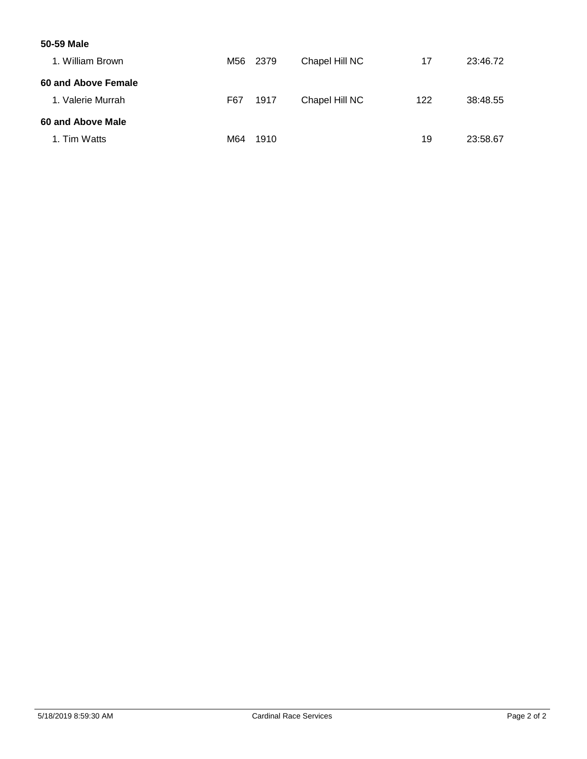**50-59 Male**

| | | | | | |
|---|---|---|---|---|---|
| 1. William Brown | M56 | 2379 | Chapel Hill NC | 17 | 23:46.72 |

**60 and Above Female**

| | | | | | |
|---|---|---|---|---|---|
| 1. Valerie Murrah | F67 | 1917 | Chapel Hill NC | 122 | 38:48.55 |

**60 and Above Male**

| | | | | | |
|---|---|---|---|---|---|
| 1. Tim Watts | M64 | 1910 | | 19 | 23:58.67 |